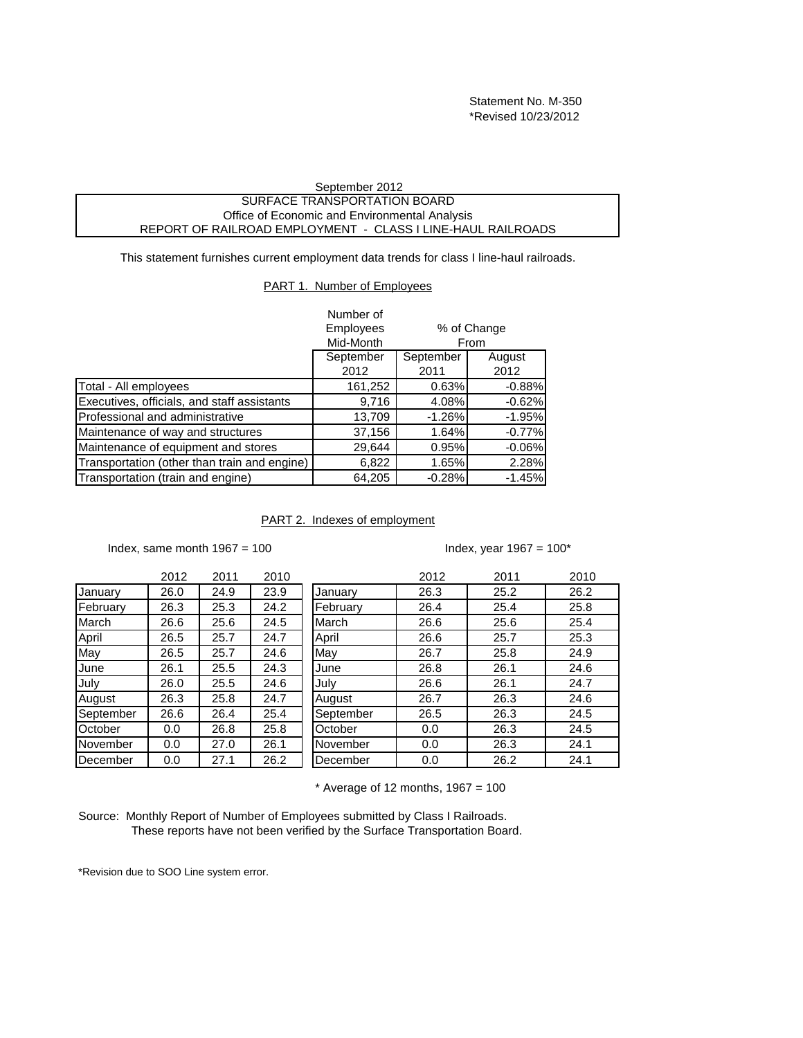Statement No. M-350
*Revised 10/23/2012

September 2012

SURFACE TRANSPORTATION BOARD
Office of Economic and Environmental Analysis
REPORT OF RAILROAD EMPLOYMENT - CLASS I LINE-HAUL RAILROADS

This statement furnishes current employment data trends for class I line-haul railroads.

## PART 1. Number of Employees

| | Number of Employees Mid-Month | % of Change From | |
|---|---|---|---|
| | September 2012 | September 2011 | August 2012 |
| Total - All employees | 161,252 | 0.63% | -0.88% |
| Executives, officials, and staff assistants | 9,716 | 4.08% | -0.62% |
| Professional and administrative | 13,709 | -1.26% | -1.95% |
| Maintenance of way and structures | 37,156 | 1.64% | -0.77% |
| Maintenance of equipment and stores | 29,644 | 0.95% | -0.06% |
| Transportation (other than train and engine) | 6,822 | 1.65% | 2.28% |
| Transportation (train and engine) | 64,205 | -0.28% | -1.45% |

## PART 2. Indexes of employment

Index, same month 1967 = 100

| | 2012 | 2011 | 2010 |
|---|---|---|---|
| January | 26.0 | 24.9 | 23.9 |
| February | 26.3 | 25.3 | 24.2 |
| March | 26.6 | 25.6 | 24.5 |
| April | 26.5 | 25.7 | 24.7 |
| May | 26.5 | 25.7 | 24.6 |
| June | 26.1 | 25.5 | 24.3 |
| July | 26.0 | 25.5 | 24.6 |
| August | 26.3 | 25.8 | 24.7 |
| September | 26.6 | 26.4 | 25.4 |
| October | 0.0 | 26.8 | 25.8 |
| November | 0.0 | 27.0 | 26.1 |
| December | 0.0 | 27.1 | 26.2 |

Index, year 1967 = 100*

| | 2012 | 2011 | 2010 |
|---|---|---|---|
| January | 26.3 | 25.2 | 26.2 |
| February | 26.4 | 25.4 | 25.8 |
| March | 26.6 | 25.6 | 25.4 |
| April | 26.6 | 25.7 | 25.3 |
| May | 26.7 | 25.8 | 24.9 |
| June | 26.8 | 26.1 | 24.6 |
| July | 26.6 | 26.1 | 24.7 |
| August | 26.7 | 26.3 | 24.6 |
| September | 26.5 | 26.3 | 24.5 |
| October | 0.0 | 26.3 | 24.5 |
| November | 0.0 | 26.3 | 24.1 |
| December | 0.0 | 26.2 | 24.1 |

* Average of 12 months, 1967 = 100

Source: Monthly Report of Number of Employees submitted by Class I Railroads.
These reports have not been verified by the Surface Transportation Board.

*Revision due to SOO Line system error.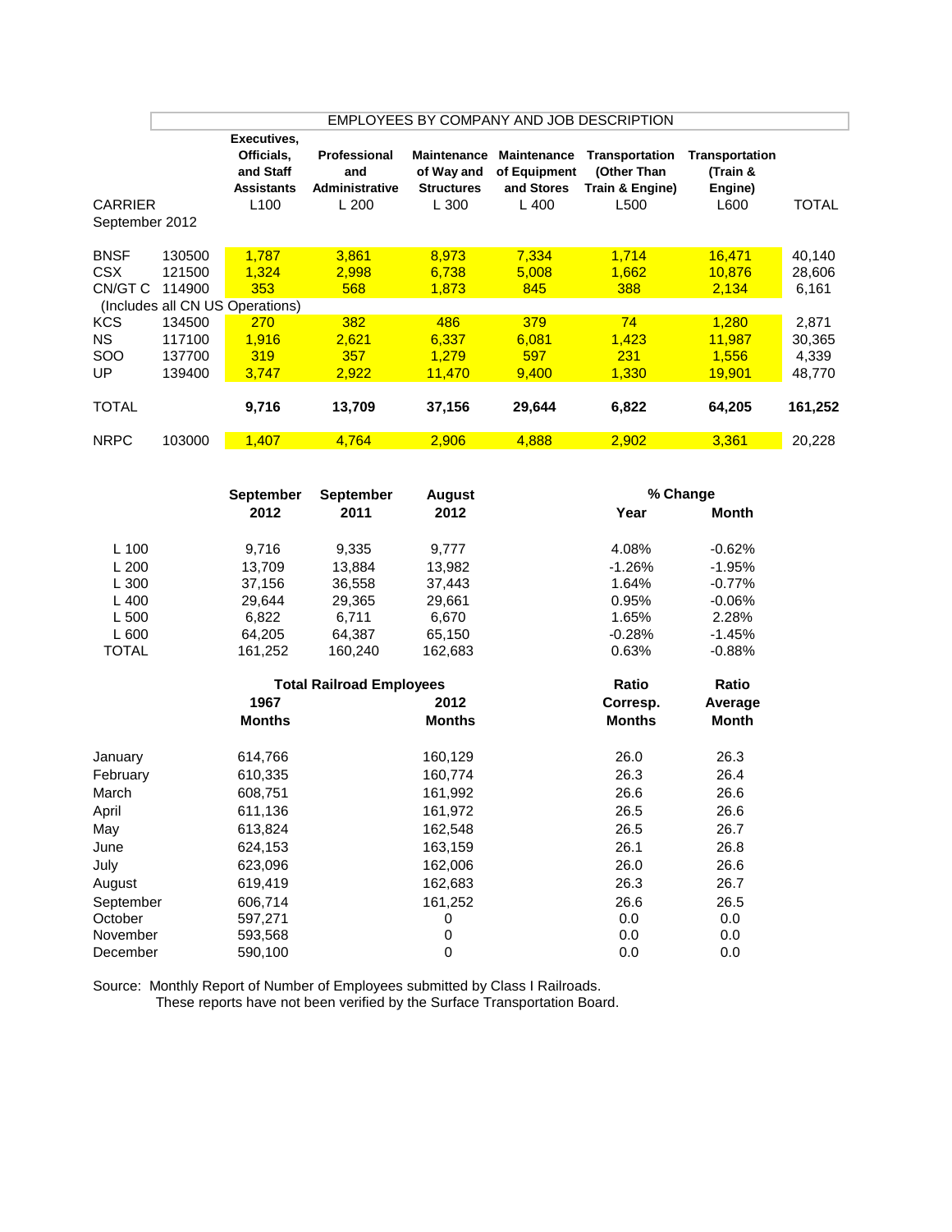## EMPLOYEES BY COMPANY AND JOB DESCRIPTION

| CARRIER September 2012 | | Executives, Officials, and Staff Assistants L100 | Professional and Administrative L 200 | Maintenance of Way and Structures L 300 | Maintenance of Equipment and Stores L 400 | Transportation (Other Than Train & Engine) L500 | Transportation (Train & Engine) L600 | TOTAL |
|---|---|---|---|---|---|---|---|---|
| BNSF | 130500 | 1,787 | 3,861 | 8,973 | 7,334 | 1,714 | 16,471 | 40,140 |
| CSX | 121500 | 1,324 | 2,998 | 6,738 | 5,008 | 1,662 | 10,876 | 28,606 |
| CN/GT C (Includes all CN US Operations) | 114900 | 353 | 568 | 1,873 | 845 | 388 | 2,134 | 6,161 |
| KCS | 134500 | 270 | 382 | 486 | 379 | 74 | 1,280 | 2,871 |
| NS | 117100 | 1,916 | 2,621 | 6,337 | 6,081 | 1,423 | 11,987 | 30,365 |
| SOO | 137700 | 319 | 357 | 1,279 | 597 | 231 | 1,556 | 4,339 |
| UP | 139400 | 3,747 | 2,922 | 11,470 | 9,400 | 1,330 | 19,901 | 48,770 |
| TOTAL | | **9,716** | **13,709** | **37,156** | **29,644** | **6,822** | **64,205** | **161,252** |
| NRPC | 103000 | 1,407 | 4,764 | 2,906 | 4,888 | 2,902 | 3,361 | 20,228 |

| | September 2012 | September 2011 | August 2012 | % Change Year | % Change Month |
|---|---|---|---|---|---|
| L 100 | 9,716 | 9,335 | 9,777 | 4.08% | -0.62% |
| L 200 | 13,709 | 13,884 | 13,982 | -1.26% | -1.95% |
| L 300 | 37,156 | 36,558 | 37,443 | 1.64% | -0.77% |
| L 400 | 29,644 | 29,365 | 29,661 | 0.95% | -0.06% |
| L 500 | 6,822 | 6,711 | 6,670 | 1.65% | 2.28% |
| L 600 | 64,205 | 64,387 | 65,150 | -0.28% | -1.45% |
| TOTAL | 161,252 | 160,240 | 162,683 | 0.63% | -0.88% |

| | Total Railroad Employees 1967 Months | Total Railroad Employees 2012 Months | Ratio Corresp. Months | Ratio Average Month |
|---|---|---|---|---|
| January | 614,766 | 160,129 | 26.0 | 26.3 |
| February | 610,335 | 160,774 | 26.3 | 26.4 |
| March | 608,751 | 161,992 | 26.6 | 26.6 |
| April | 611,136 | 161,972 | 26.5 | 26.6 |
| May | 613,824 | 162,548 | 26.5 | 26.7 |
| June | 624,153 | 163,159 | 26.1 | 26.8 |
| July | 623,096 | 162,006 | 26.0 | 26.6 |
| August | 619,419 | 162,683 | 26.3 | 26.7 |
| September | 606,714 | 161,252 | 26.6 | 26.5 |
| October | 597,271 | 0 | 0.0 | 0.0 |
| November | 593,568 | 0 | 0.0 | 0.0 |
| December | 590,100 | 0 | 0.0 | 0.0 |

Source: Monthly Report of Number of Employees submitted by Class I Railroads.
These reports have not been verified by the Surface Transportation Board.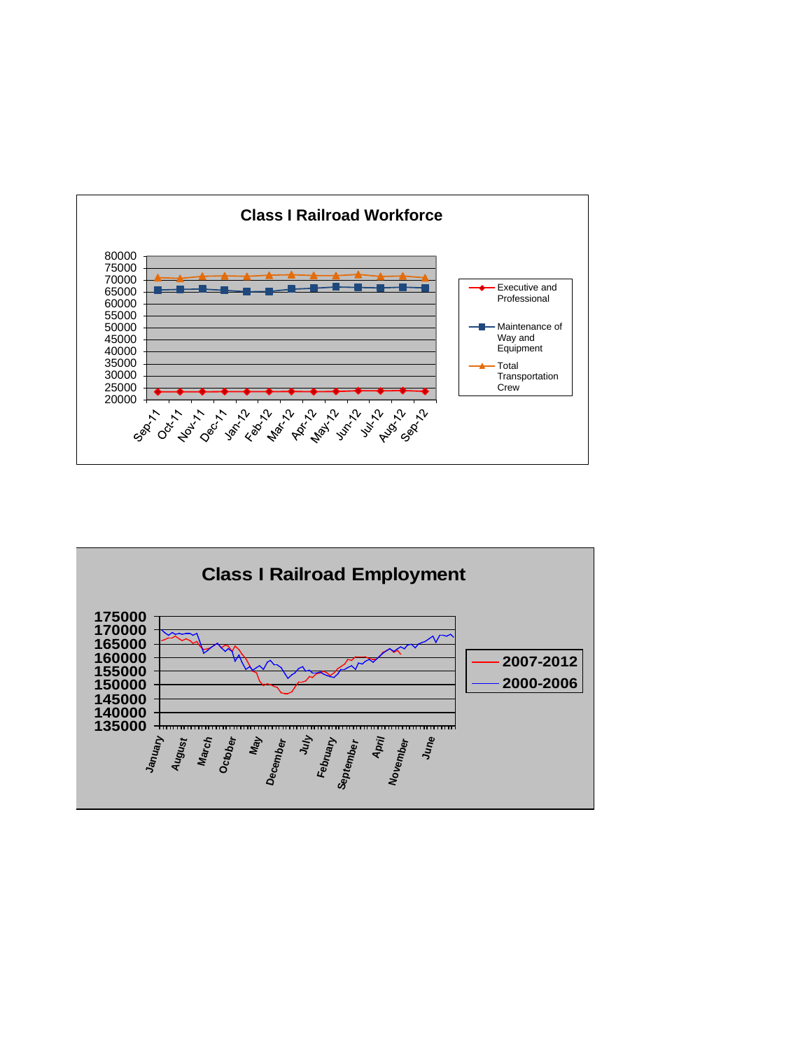**Class I Railroad Workforce**

80000
75000
70000
65000
60000
55000
50000
45000
40000
35000
30000
25000
20000

Sep-11 Oct-11 Nov-11 Dec-11 Jan-12 Feb-12 Mar-12 Apr-12 May-12 Jun-12 Jul-12 Aug-12 Sep-12

Executive and Professional

Maintenance of Way and Equipment

Total Transportation Crew

**Class I Railroad Employment**

175000
170000
165000
160000
155000
150000
145000
140000
135000

January August March October May December July February September April November June

2007-2012

2000-2006